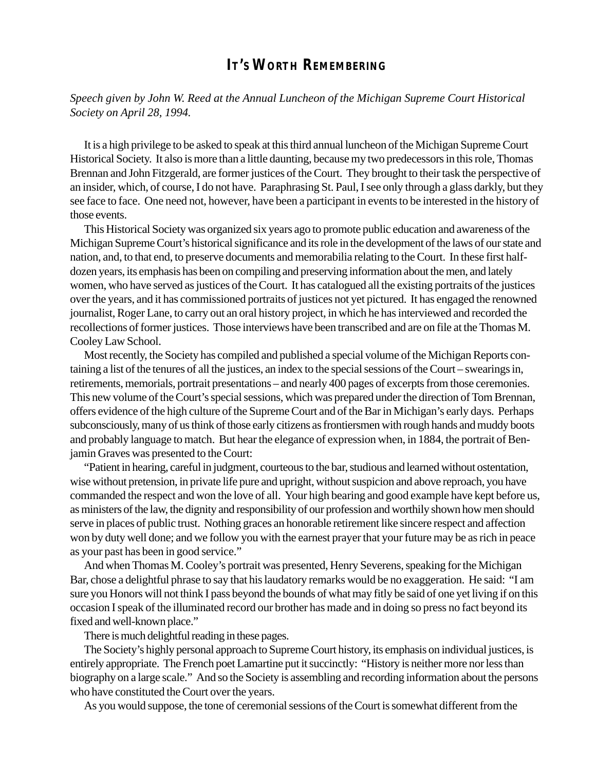# It's Worth Remembering

*Speech given by John W. Reed at the Annual Luncheon of the Michigan Supreme Court Historical Society on April 28, 1994.*

It is a high privilege to be asked to speak at this third annual luncheon of the Michigan Supreme Court Historical Society. It also is more than a little daunting, because my two predecessors in this role, Thomas Brennan and John Fitzgerald, are former justices of the Court. They brought to their task the perspective of an insider, which, of course, I do not have. Paraphrasing St. Paul, I see only through a glass darkly, but they see face to face. One need not, however, have been a participant in events to be interested in the history of those events.

This Historical Society was organized six years ago to promote public education and awareness of the Michigan Supreme Court's historical significance and its role in the development of the laws of our state and nation, and, to that end, to preserve documents and memorabilia relating to the Court. In these first half-dozen years, its emphasis has been on compiling and preserving information about the men, and lately women, who have served as justices of the Court. It has catalogued all the existing portraits of the justices over the years, and it has commissioned portraits of justices not yet pictured. It has engaged the renowned journalist, Roger Lane, to carry out an oral history project, in which he has interviewed and recorded the recollections of former justices. Those interviews have been transcribed and are on file at the Thomas M. Cooley Law School.

Most recently, the Society has compiled and published a special volume of the Michigan Reports containing a list of the tenures of all the justices, an index to the special sessions of the Court – swearings in, retirements, memorials, portrait presentations – and nearly 400 pages of excerpts from those ceremonies. This new volume of the Court's special sessions, which was prepared under the direction of Tom Brennan, offers evidence of the high culture of the Supreme Court and of the Bar in Michigan's early days. Perhaps subconsciously, many of us think of those early citizens as frontiersmen with rough hands and muddy boots and probably language to match. But hear the elegance of expression when, in 1884, the portrait of Benjamin Graves was presented to the Court:

"Patient in hearing, careful in judgment, courteous to the bar, studious and learned without ostentation, wise without pretension, in private life pure and upright, without suspicion and above reproach, you have commanded the respect and won the love of all. Your high bearing and good example have kept before us, as ministers of the law, the dignity and responsibility of our profession and worthily shown how men should serve in places of public trust. Nothing graces an honorable retirement like sincere respect and affection won by duty well done; and we follow you with the earnest prayer that your future may be as rich in peace as your past has been in good service."

And when Thomas M. Cooley's portrait was presented, Henry Severens, speaking for the Michigan Bar, chose a delightful phrase to say that his laudatory remarks would be no exaggeration. He said: "I am sure you Honors will not think I pass beyond the bounds of what may fitly be said of one yet living if on this occasion I speak of the illuminated record our brother has made and in doing so press no fact beyond its fixed and well-known place."

There is much delightful reading in these pages.

The Society's highly personal approach to Supreme Court history, its emphasis on individual justices, is entirely appropriate. The French poet Lamartine put it succinctly: "History is neither more nor less than biography on a large scale." And so the Society is assembling and recording information about the persons who have constituted the Court over the years.

As you would suppose, the tone of ceremonial sessions of the Court is somewhat different from the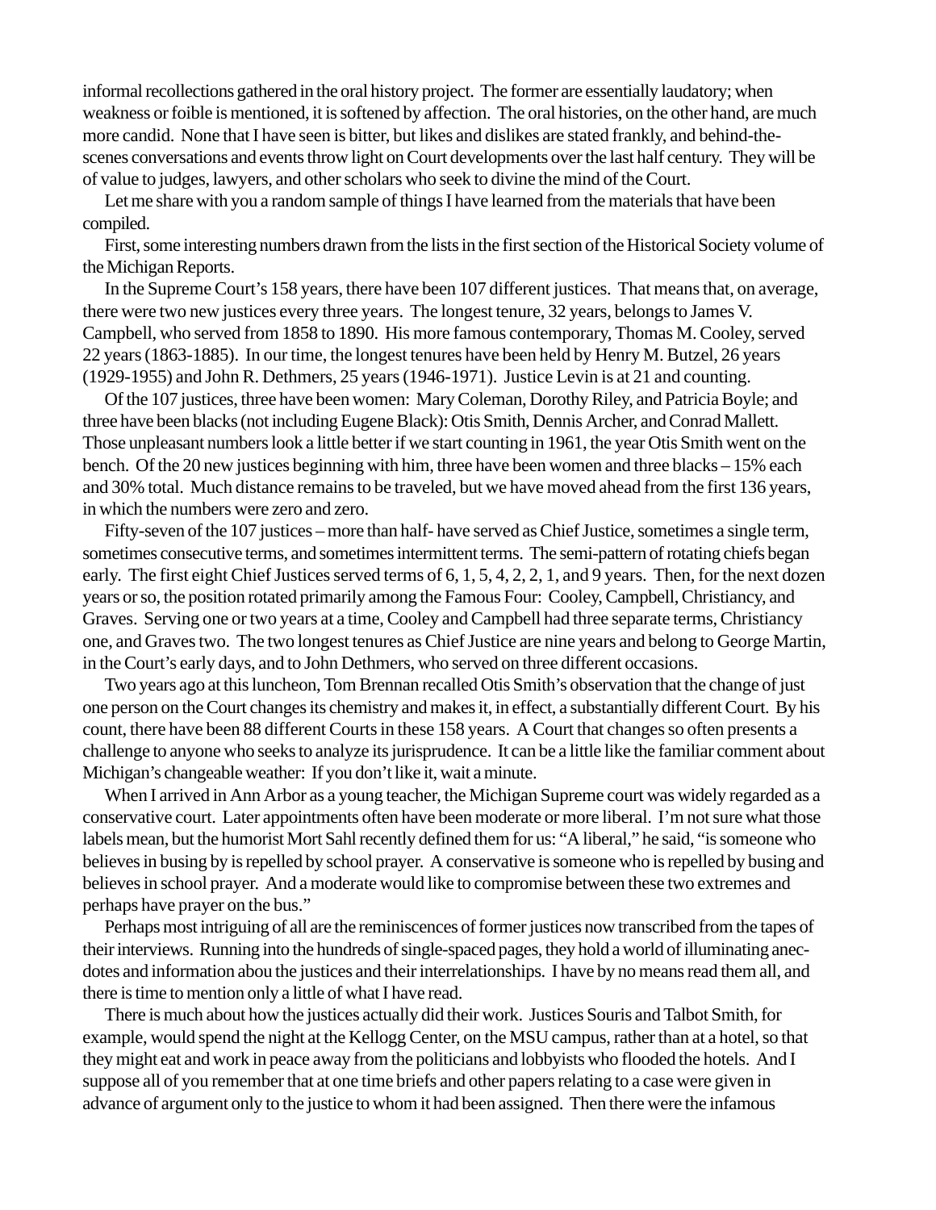informal recollections gathered in the oral history project. The former are essentially laudatory; when weakness or foible is mentioned, it is softened by affection. The oral histories, on the other hand, are much more candid. None that I have seen is bitter, but likes and dislikes are stated frankly, and behind-the-scenes conversations and events throw light on Court developments over the last half century. They will be of value to judges, lawyers, and other scholars who seek to divine the mind of the Court.

Let me share with you a random sample of things I have learned from the materials that have been compiled.

First, some interesting numbers drawn from the lists in the first section of the Historical Society volume of the Michigan Reports.

In the Supreme Court's 158 years, there have been 107 different justices. That means that, on average, there were two new justices every three years. The longest tenure, 32 years, belongs to James V. Campbell, who served from 1858 to 1890. His more famous contemporary, Thomas M. Cooley, served 22 years (1863-1885). In our time, the longest tenures have been held by Henry M. Butzel, 26 years (1929-1955) and John R. Dethmers, 25 years (1946-1971). Justice Levin is at 21 and counting.

Of the 107 justices, three have been women: Mary Coleman, Dorothy Riley, and Patricia Boyle; and three have been blacks (not including Eugene Black): Otis Smith, Dennis Archer, and Conrad Mallett. Those unpleasant numbers look a little better if we start counting in 1961, the year Otis Smith went on the bench. Of the 20 new justices beginning with him, three have been women and three blacks – 15% each and 30% total. Much distance remains to be traveled, but we have moved ahead from the first 136 years, in which the numbers were zero and zero.

Fifty-seven of the 107 justices – more than half- have served as Chief Justice, sometimes a single term, sometimes consecutive terms, and sometimes intermittent terms. The semi-pattern of rotating chiefs began early. The first eight Chief Justices served terms of 6, 1, 5, 4, 2, 2, 1, and 9 years. Then, for the next dozen years or so, the position rotated primarily among the Famous Four: Cooley, Campbell, Christiancy, and Graves. Serving one or two years at a time, Cooley and Campbell had three separate terms, Christiancy one, and Graves two. The two longest tenures as Chief Justice are nine years and belong to George Martin, in the Court's early days, and to John Dethmers, who served on three different occasions.

Two years ago at this luncheon, Tom Brennan recalled Otis Smith's observation that the change of just one person on the Court changes its chemistry and makes it, in effect, a substantially different Court. By his count, there have been 88 different Courts in these 158 years. A Court that changes so often presents a challenge to anyone who seeks to analyze its jurisprudence. It can be a little like the familiar comment about Michigan's changeable weather: If you don't like it, wait a minute.

When I arrived in Ann Arbor as a young teacher, the Michigan Supreme court was widely regarded as a conservative court. Later appointments often have been moderate or more liberal. I'm not sure what those labels mean, but the humorist Mort Sahl recently defined them for us: "A liberal," he said, "is someone who believes in busing by is repelled by school prayer. A conservative is someone who is repelled by busing and believes in school prayer. And a moderate would like to compromise between these two extremes and perhaps have prayer on the bus."

Perhaps most intriguing of all are the reminiscences of former justices now transcribed from the tapes of their interviews. Running into the hundreds of single-spaced pages, they hold a world of illuminating anecdotes and information abou the justices and their interrelationships. I have by no means read them all, and there is time to mention only a little of what I have read.

There is much about how the justices actually did their work. Justices Souris and Talbot Smith, for example, would spend the night at the Kellogg Center, on the MSU campus, rather than at a hotel, so that they might eat and work in peace away from the politicians and lobbyists who flooded the hotels. And I suppose all of you remember that at one time briefs and other papers relating to a case were given in advance of argument only to the justice to whom it had been assigned. Then there were the infamous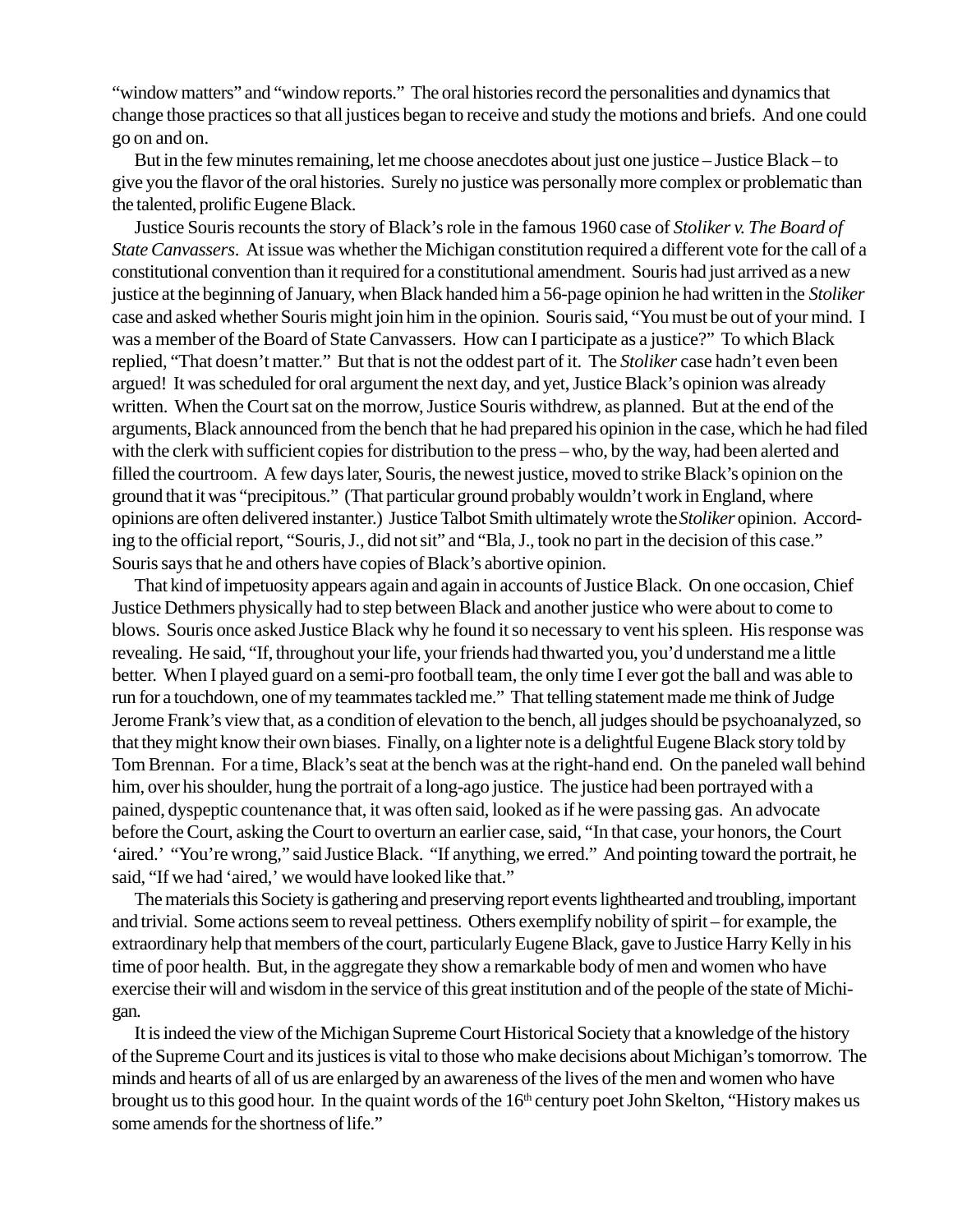"window matters" and "window reports." The oral histories record the personalities and dynamics that change those practices so that all justices began to receive and study the motions and briefs. And one could go on and on.

But in the few minutes remaining, let me choose anecdotes about just one justice – Justice Black – to give you the flavor of the oral histories. Surely no justice was personally more complex or problematic than the talented, prolific Eugene Black.

Justice Souris recounts the story of Black's role in the famous 1960 case of *Stoliker v. The Board of State Canvassers*. At issue was whether the Michigan constitution required a different vote for the call of a constitutional convention than it required for a constitutional amendment. Souris had just arrived as a new justice at the beginning of January, when Black handed him a 56-page opinion he had written in the *Stoliker* case and asked whether Souris might join him in the opinion. Souris said, "You must be out of your mind. I was a member of the Board of State Canvassers. How can I participate as a justice?" To which Black replied, "That doesn't matter." But that is not the oddest part of it. The *Stoliker* case hadn't even been argued! It was scheduled for oral argument the next day, and yet, Justice Black's opinion was already written. When the Court sat on the morrow, Justice Souris withdrew, as planned. But at the end of the arguments, Black announced from the bench that he had prepared his opinion in the case, which he had filed with the clerk with sufficient copies for distribution to the press – who, by the way, had been alerted and filled the courtroom. A few days later, Souris, the newest justice, moved to strike Black's opinion on the ground that it was "precipitous." (That particular ground probably wouldn't work in England, where opinions are often delivered instanter.) Justice Talbot Smith ultimately wrote the *Stoliker* opinion. According to the official report, "Souris, J., did not sit" and "Bla, J., took no part in the decision of this case." Souris says that he and others have copies of Black's abortive opinion.

That kind of impetuosity appears again and again in accounts of Justice Black. On one occasion, Chief Justice Dethmers physically had to step between Black and another justice who were about to come to blows. Souris once asked Justice Black why he found it so necessary to vent his spleen. His response was revealing. He said, "If, throughout your life, your friends had thwarted you, you'd understand me a little better. When I played guard on a semi-pro football team, the only time I ever got the ball and was able to run for a touchdown, one of my teammates tackled me." That telling statement made me think of Judge Jerome Frank's view that, as a condition of elevation to the bench, all judges should be psychoanalyzed, so that they might know their own biases. Finally, on a lighter note is a delightful Eugene Black story told by Tom Brennan. For a time, Black's seat at the bench was at the right-hand end. On the paneled wall behind him, over his shoulder, hung the portrait of a long-ago justice. The justice had been portrayed with a pained, dyspeptic countenance that, it was often said, looked as if he were passing gas. An advocate before the Court, asking the Court to overturn an earlier case, said, "In that case, your honors, the Court 'aired.' "You're wrong," said Justice Black. "If anything, we erred." And pointing toward the portrait, he said, "If we had 'aired,' we would have looked like that."

The materials this Society is gathering and preserving report events lighthearted and troubling, important and trivial. Some actions seem to reveal pettiness. Others exemplify nobility of spirit – for example, the extraordinary help that members of the court, particularly Eugene Black, gave to Justice Harry Kelly in his time of poor health. But, in the aggregate they show a remarkable body of men and women who have exercise their will and wisdom in the service of this great institution and of the people of the state of Michigan.

It is indeed the view of the Michigan Supreme Court Historical Society that a knowledge of the history of the Supreme Court and its justices is vital to those who make decisions about Michigan's tomorrow. The minds and hearts of all of us are enlarged by an awareness of the lives of the men and women who have brought us to this good hour. In the quaint words of the 16th century poet John Skelton, "History makes us some amends for the shortness of life."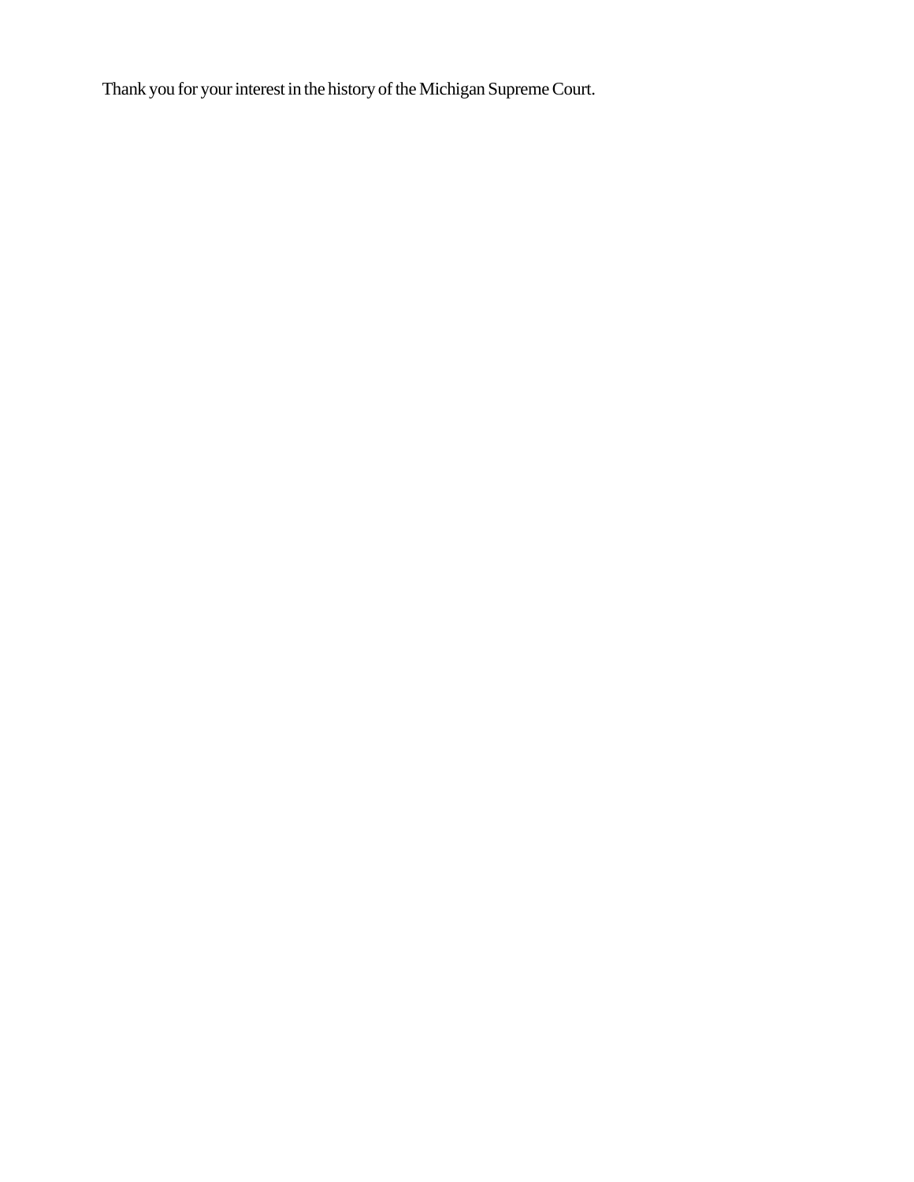Thank you for your interest in the history of the Michigan Supreme Court.